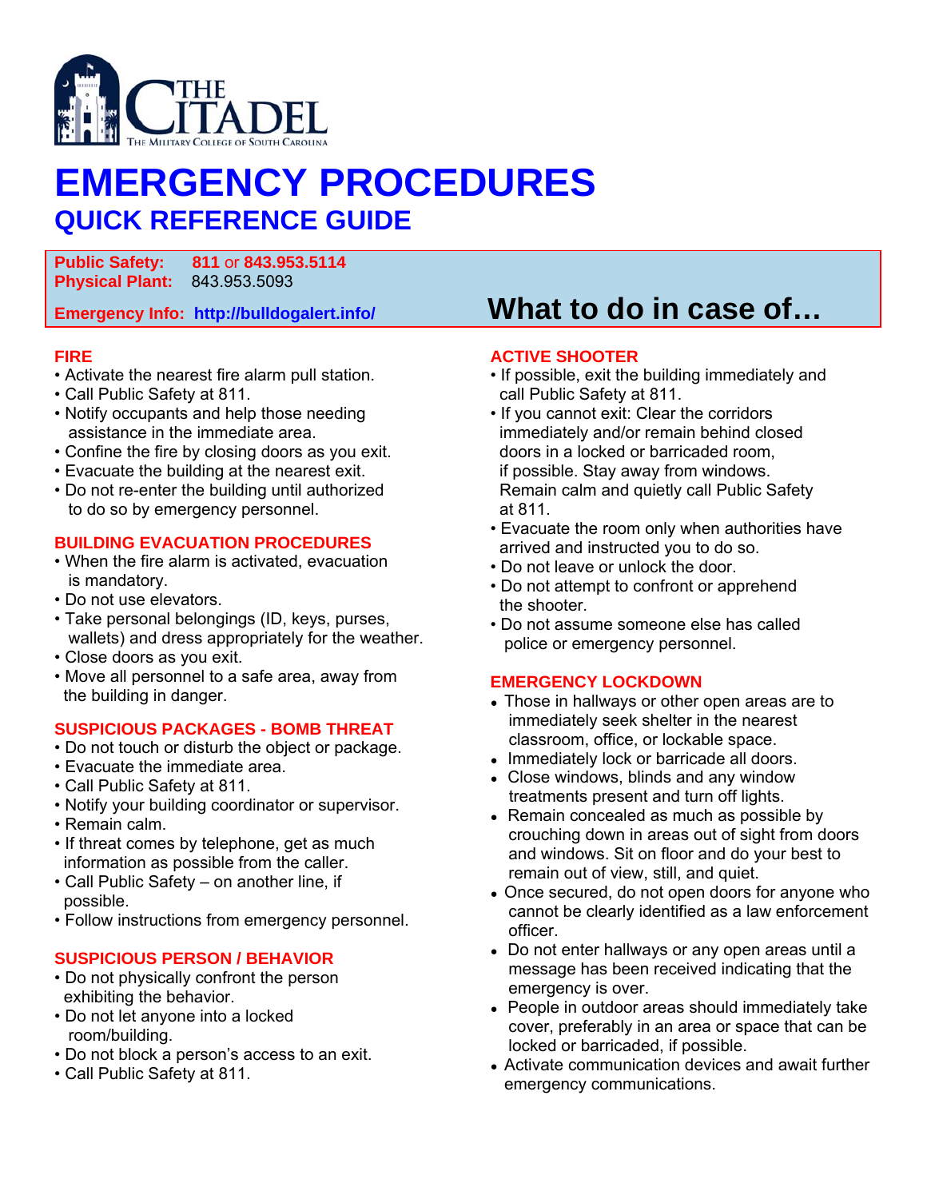THE CITADEL
THE MILITARY COLLEGE OF SOUTH CAROLINA

# EMERGENCY PROCEDURES

## QUICK REFERENCE GUIDE

**Public Safety:** **811** or **843.953.5114**
**Physical Plant:** 843.953.5093

**Emergency Info:** **http://bulldogalert.info/**

## What to do in case of…

### FIRE

- Activate the nearest fire alarm pull station.
- Call Public Safety at 811.
- Notify occupants and help those needing assistance in the immediate area.
- Confine the fire by closing doors as you exit.
- Evacuate the building at the nearest exit.
- Do not re-enter the building until authorized to do so by emergency personnel.

### BUILDING EVACUATION PROCEDURES

- When the fire alarm is activated, evacuation is mandatory.
- Do not use elevators.
- Take personal belongings (ID, keys, purses, wallets) and dress appropriately for the weather.
- Close doors as you exit.
- Move all personnel to a safe area, away from the building in danger.

### SUSPICIOUS PACKAGES - BOMB THREAT

- Do not touch or disturb the object or package.
- Evacuate the immediate area.
- Call Public Safety at 811.
- Notify your building coordinator or supervisor.
- Remain calm.
- If threat comes by telephone, get as much information as possible from the caller.
- Call Public Safety – on another line, if possible.
- Follow instructions from emergency personnel.

### SUSPICIOUS PERSON / BEHAVIOR

- Do not physically confront the person exhibiting the behavior.
- Do not let anyone into a locked room/building.
- Do not block a person's access to an exit.
- Call Public Safety at 811.

### ACTIVE SHOOTER

- If possible, exit the building immediately and call Public Safety at 811.
- If you cannot exit: Clear the corridors immediately and/or remain behind closed doors in a locked or barricaded room, if possible. Stay away from windows. Remain calm and quietly call Public Safety at 811.
- Evacuate the room only when authorities have arrived and instructed you to do so.
- Do not leave or unlock the door.
- Do not attempt to confront or apprehend the shooter.
- Do not assume someone else has called police or emergency personnel.

### EMERGENCY LOCKDOWN

- Those in hallways or other open areas are to immediately seek shelter in the nearest classroom, office, or lockable space.
- Immediately lock or barricade all doors.
- Close windows, blinds and any window treatments present and turn off lights.
- Remain concealed as much as possible by crouching down in areas out of sight from doors and windows. Sit on floor and do your best to remain out of view, still, and quiet.
- Once secured, do not open doors for anyone who cannot be clearly identified as a law enforcement officer.
- Do not enter hallways or any open areas until a message has been received indicating that the emergency is over.
- People in outdoor areas should immediately take cover, preferably in an area or space that can be locked or barricaded, if possible.
- Activate communication devices and await further emergency communications.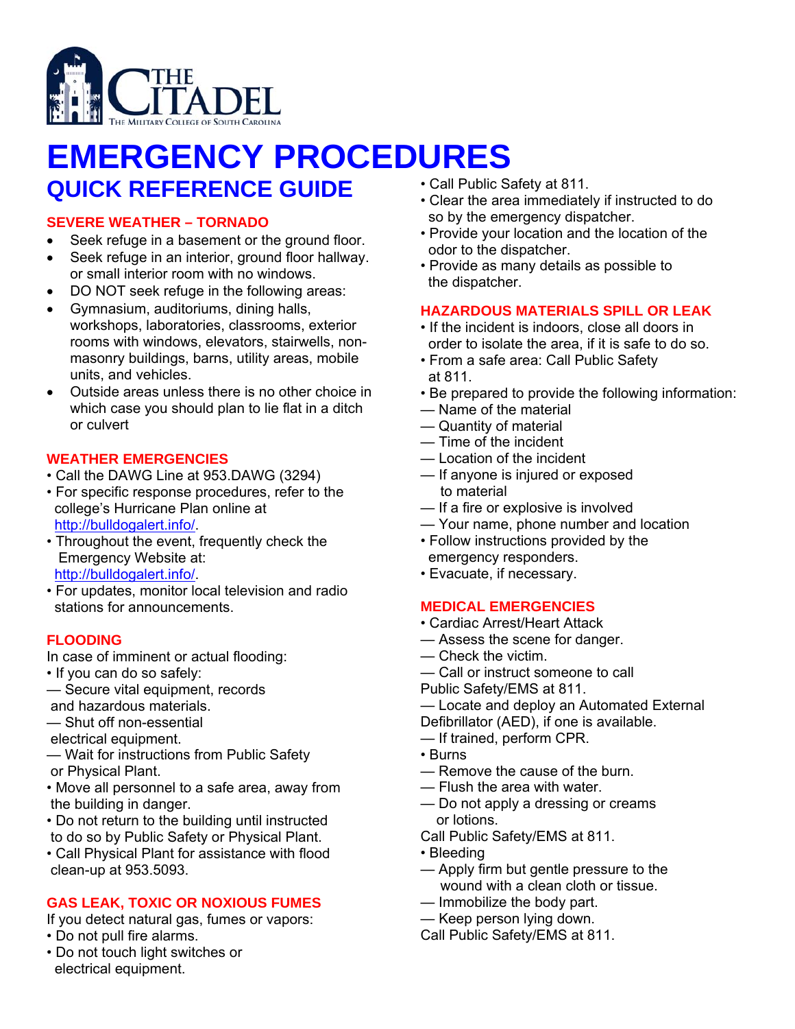THE CITADEL
THE MILITARY COLLEGE OF SOUTH CAROLINA

# EMERGENCY PROCEDURES

## QUICK REFERENCE GUIDE

### SEVERE WEATHER – TORNADO

- Seek refuge in a basement or the ground floor.
- Seek refuge in an interior, ground floor hallway. or small interior room with no windows.
- DO NOT seek refuge in the following areas:
- Gymnasium, auditoriums, dining halls, workshops, laboratories, classrooms, exterior rooms with windows, elevators, stairwells, non-masonry buildings, barns, utility areas, mobile units, and vehicles.
- Outside areas unless there is no other choice in which case you should plan to lie flat in a ditch or culvert

### WEATHER EMERGENCIES

- Call the DAWG Line at 953.DAWG (3294)
- For specific response procedures, refer to the college's Hurricane Plan online at http://bulldogalert.info/.
- Throughout the event, frequently check the Emergency Website at: http://bulldogalert.info/.
- For updates, monitor local television and radio stations for announcements.

### FLOODING

In case of imminent or actual flooding:

- If you can do so safely:
  - — Secure vital equipment, records and hazardous materials.
  - — Shut off non-essential electrical equipment.
  - — Wait for instructions from Public Safety or Physical Plant.
- Move all personnel to a safe area, away from the building in danger.
- Do not return to the building until instructed to do so by Public Safety or Physical Plant.
- Call Physical Plant for assistance with flood clean-up at 953.5093.

### GAS LEAK, TOXIC OR NOXIOUS FUMES

If you detect natural gas, fumes or vapors:

- Do not pull fire alarms.
- Do not touch light switches or electrical equipment.
- Call Public Safety at 811.
- Clear the area immediately if instructed to do so by the emergency dispatcher.
- Provide your location and the location of the odor to the dispatcher.
- Provide as many details as possible to the dispatcher.

### HAZARDOUS MATERIALS SPILL OR LEAK

- If the incident is indoors, close all doors in order to isolate the area, if it is safe to do so.
- From a safe area: Call Public Safety at 811.
- Be prepared to provide the following information:
  - — Name of the material
  - — Quantity of material
  - — Time of the incident
  - — Location of the incident
  - — If anyone is injured or exposed to material
  - — If a fire or explosive is involved
  - — Your name, phone number and location
- Follow instructions provided by the emergency responders.
- Evacuate, if necessary.

### MEDICAL EMERGENCIES

- Cardiac Arrest/Heart Attack
  - — Assess the scene for danger.
  - — Check the victim.
  - — Call or instruct someone to call Public Safety/EMS at 811.
  - — Locate and deploy an Automated External Defibrillator (AED), if one is available.
  - — If trained, perform CPR.
- Burns
  - — Remove the cause of the burn.
  - — Flush the area with water.
  - — Do not apply a dressing or creams or lotions.

  Call Public Safety/EMS at 811.
- Bleeding
  - — Apply firm but gentle pressure to the wound with a clean cloth or tissue.
  - — Immobilize the body part.
  - — Keep person lying down.

  Call Public Safety/EMS at 811.